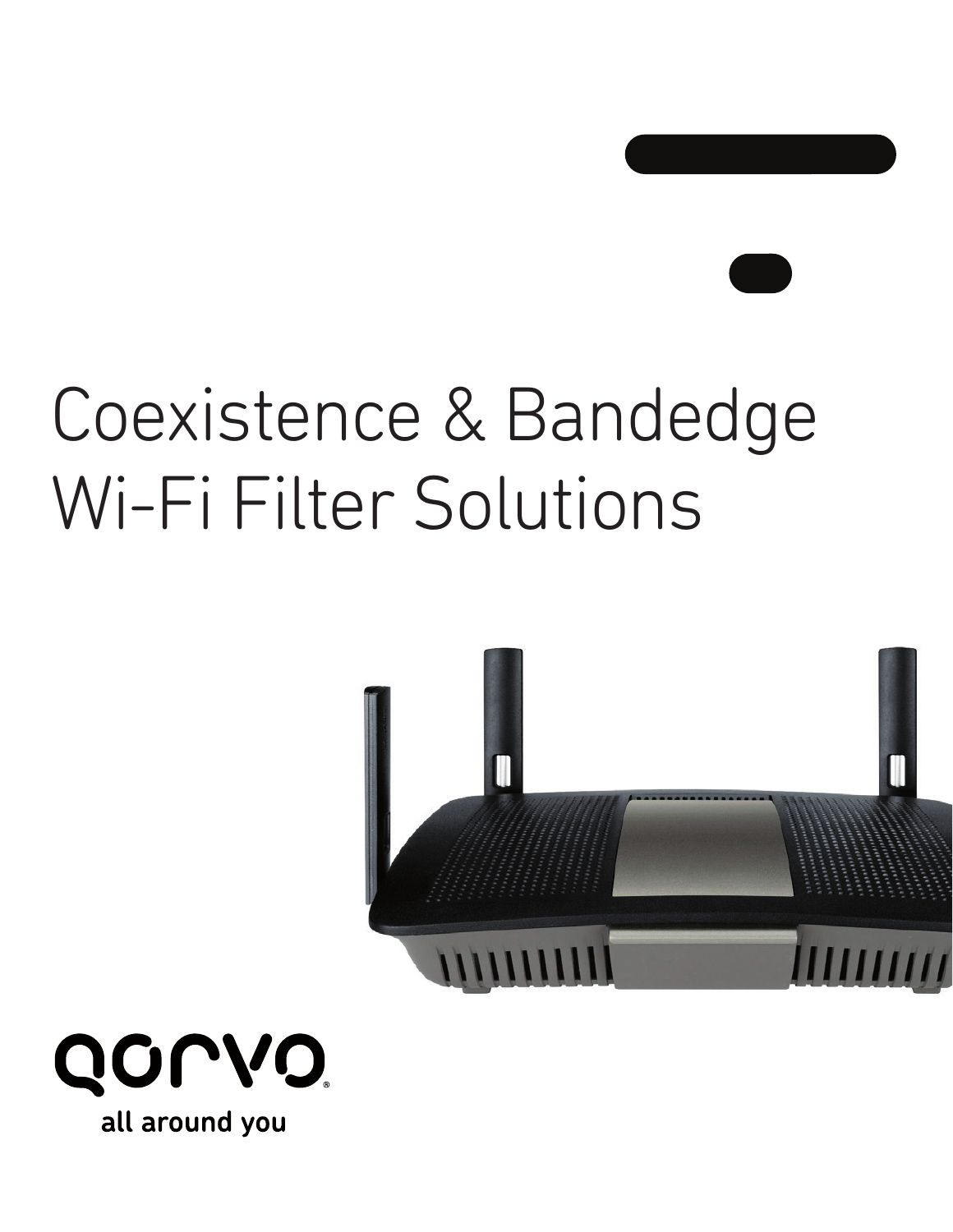# Coexistence & Bandedge Wi-Fi Filter Solutions

all around you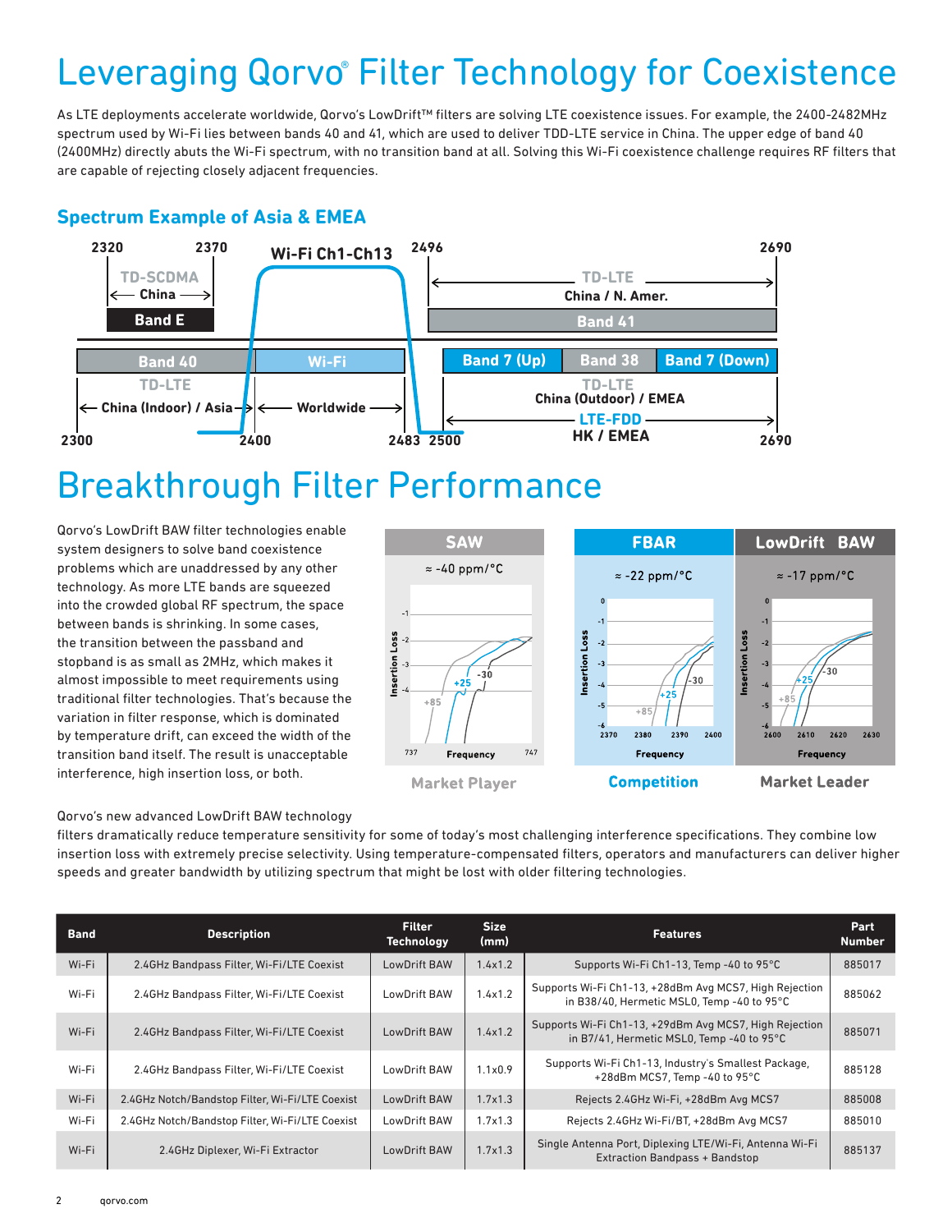# Leveraging Qorvo® Filter Technology for Coexistence

As LTE deployments accelerate worldwide, Qorvo's LowDrift™ filters are solving LTE coexistence issues. For example, the 2400-2482MHz spectrum used by Wi-Fi lies between bands 40 and 41, which are used to deliver TDD-LTE service in China. The upper edge of band 40 (2400MHz) directly abuts the Wi-Fi spectrum, with no transition band at all. Solving this Wi-Fi coexistence challenge requires RF filters that are capable of rejecting closely adjacent frequencies.

## Spectrum Example of Asia & EMEA

# Breakthrough Filter Performance

Qorvo's LowDrift BAW filter technologies enable system designers to solve band coexistence problems which are unaddressed by any other technology. As more LTE bands are squeezed into the crowded global RF spectrum, the space between bands is shrinking. In some cases, the transition between the passband and stopband is as small as 2MHz, which makes it almost impossible to meet requirements using traditional filter technologies. That's because the variation in filter response, which is dominated by temperature drift, can exceed the width of the transition band itself. The result is unacceptable interference, high insertion loss, or both.

Qorvo's new advanced LowDrift BAW technology filters dramatically reduce temperature sensitivity for some of today's most challenging interference specifications. They combine low insertion loss with extremely precise selectivity. Using temperature-compensated filters, operators and manufacturers can deliver higher speeds and greater bandwidth by utilizing spectrum that might be lost with older filtering technologies.

| Band | Description | Filter Technology | Size (mm) | Features | Part Number |
|---|---|---|---|---|---|
| Wi-Fi | 2.4GHz Bandpass Filter, Wi-Fi/LTE Coexist | LowDrift BAW | 1.4x1.2 | Supports Wi-Fi Ch1-13, Temp -40 to 95°C | 885017 |
| Wi-Fi | 2.4GHz Bandpass Filter, Wi-Fi/LTE Coexist | LowDrift BAW | 1.4x1.2 | Supports Wi-Fi Ch1-13, +28dBm Avg MCS7, High Rejection in B38/40, Hermetic MSL0, Temp -40 to 95°C | 885062 |
| Wi-Fi | 2.4GHz Bandpass Filter, Wi-Fi/LTE Coexist | LowDrift BAW | 1.4x1.2 | Supports Wi-Fi Ch1-13, +29dBm Avg MCS7, High Rejection in B7/41, Hermetic MSL0, Temp -40 to 95°C | 885071 |
| Wi-Fi | 2.4GHz Bandpass Filter, Wi-Fi/LTE Coexist | LowDrift BAW | 1.1x0.9 | Supports Wi-Fi Ch1-13, Industry's Smallest Package, +28dBm MCS7, Temp -40 to 95°C | 885128 |
| Wi-Fi | 2.4GHz Notch/Bandstop Filter, Wi-Fi/LTE Coexist | LowDrift BAW | 1.7x1.3 | Rejects 2.4GHz Wi-Fi, +28dBm Avg MCS7 | 885008 |
| Wi-Fi | 2.4GHz Notch/Bandstop Filter, Wi-Fi/LTE Coexist | LowDrift BAW | 1.7x1.3 | Rejects 2.4GHz Wi-Fi/BT, +28dBm Avg MCS7 | 885010 |
| Wi-Fi | 2.4GHz Diplexer, Wi-Fi Extractor | LowDrift BAW | 1.7x1.3 | Single Antenna Port, Diplexing LTE/Wi-Fi, Antenna Wi-Fi Extraction Bandpass + Bandstop | 885137 |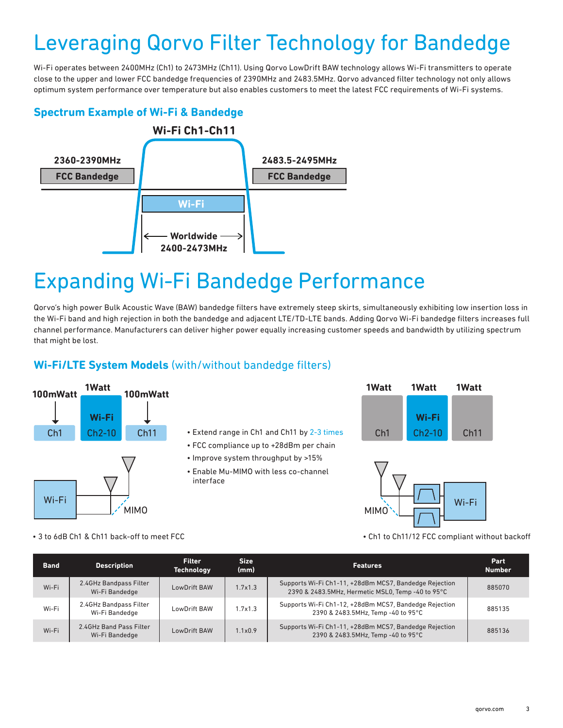# Leveraging Qorvo Filter Technology for Bandedge

Wi-Fi operates between 2400MHz (Ch1) to 2473MHz (Ch11). Using Qorvo LowDrift BAW technology allows Wi-Fi transmitters to operate close to the upper and lower FCC bandedge frequencies of 2390MHz and 2483.5MHz. Qorvo advanced filter technology not only allows optimum system performance over temperature but also enables customers to meet the latest FCC requirements of Wi-Fi systems.

## Spectrum Example of Wi-Fi & Bandedge

Wi-Fi Ch1-Ch11

2360-2390MHz FCC Bandedge

2483.5-2495MHz FCC Bandedge

Wi-Fi

Worldwide 2400-2473MHz

# Expanding Wi-Fi Bandedge Performance

Qorvo's high power Bulk Acoustic Wave (BAW) bandedge filters have extremely steep skirts, simultaneously exhibiting low insertion loss in the Wi-Fi band and high rejection in both the bandedge and adjacent LTE/TD-LTE bands. Adding Qorvo Wi-Fi bandedge filters increases full channel performance. Manufacturers can deliver higher power equally increasing customer speeds and bandwidth by utilizing spectrum that might be lost.

## Wi-Fi/LTE System Models (with/without bandedge filters)

Without bandedge filters: 100mWatt Ch1 | 1Watt Wi-Fi Ch2-10 | 100mWatt Ch11 — Wi-Fi, MIMO

- 3 to 6dB Ch1 & Ch11 back-off to meet FCC

- Extend range in Ch1 and Ch11 by 2-3 times
- FCC compliance up to +28dBm per chain
- Improve system throughput by >15%
- Enable Mu-MIMO with less co-channel interface

With bandedge filters: 1Watt Ch1 | 1Watt Wi-Fi Ch2-10 | 1Watt Ch11 — MIMO, Wi-Fi

- Ch1 to Ch11/12 FCC compliant without backoff

| Band | Description | Filter Technology | Size (mm) | Features | Part Number |
|---|---|---|---|---|---|
| Wi-Fi | 2.4GHz Bandpass Filter Wi-Fi Bandedge | LowDrift BAW | 1.7x1.3 | Supports Wi-Fi Ch1-11, +28dBm MCS7, Bandedge Rejection 2390 & 2483.5MHz, Hermetic MSL0, Temp -40 to 95°C | 885070 |
| Wi-Fi | 2.4GHz Bandpass Filter Wi-Fi Bandedge | LowDrift BAW | 1.7x1.3 | Supports Wi-Fi Ch1-12, +28dBm MCS7, Bandedge Rejection 2390 & 2483.5MHz, Temp -40 to 95°C | 885135 |
| Wi-Fi | 2.4GHz Band Pass Filter Wi-Fi Bandedge | LowDrift BAW | 1.1x0.9 | Supports Wi-Fi Ch1-11, +28dBm MCS7, Bandedge Rejection 2390 & 2483.5MHz, Temp -40 to 95°C | 885136 |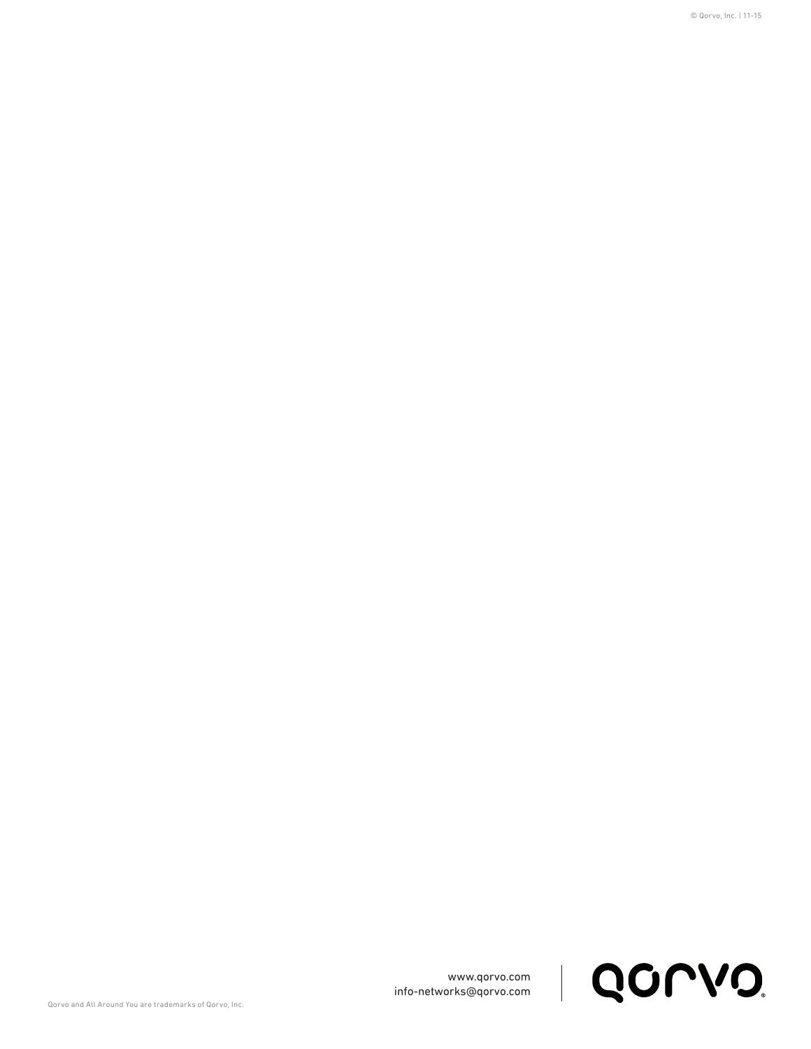© Qorvo, Inc. | 11-15

www.qorvo.com
info-networks@qorvo.com

Qorvo and All Around You are trademarks of Qorvo, Inc.